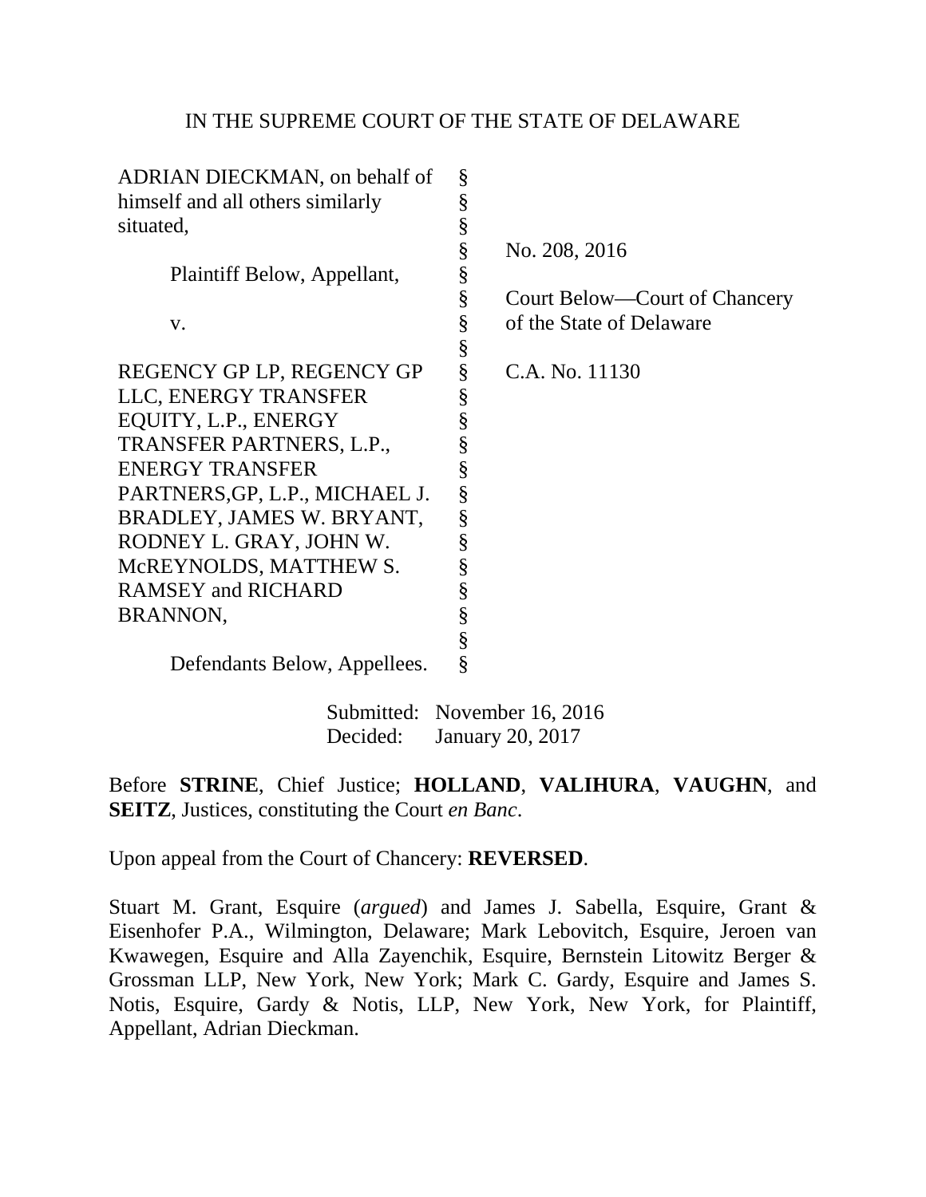IN THE SUPREME COURT OF THE STATE OF DELAWARE

| | | |
|---|---|---|
| ADRIAN DIECKMAN, on behalf of himself and all others similarly situated, | § | |
| | § | No. 208, 2016 |
| Plaintiff Below, Appellant, | § | |
| | § | Court Below—Court of Chancery of the State of Delaware |
| v. | § | |
| | § | |
| REGENCY GP LP, REGENCY GP LLC, ENERGY TRANSFER EQUITY, L.P., ENERGY TRANSFER PARTNERS, L.P., ENERGY TRANSFER PARTNERS,GP, L.P., MICHAEL J. BRADLEY, JAMES W. BRYANT, RODNEY L. GRAY, JOHN W. McREYNOLDS, MATTHEW S. RAMSEY and RICHARD BRANNON, | § | C.A. No. 11130 |
| | § | |
| Defendants Below, Appellees. | § | |

Submitted: November 16, 2016
Decided: January 20, 2017

Before **STRINE**, Chief Justice; **HOLLAND**, **VALIHURA**, **VAUGHN**, and **SEITZ**, Justices, constituting the Court *en Banc*.

Upon appeal from the Court of Chancery: **REVERSED**.

Stuart M. Grant, Esquire (*argued*) and James J. Sabella, Esquire, Grant & Eisenhofer P.A., Wilmington, Delaware; Mark Lebovitch, Esquire, Jeroen van Kwawegen, Esquire and Alla Zayenchik, Esquire, Bernstein Litowitz Berger & Grossman LLP, New York, New York; Mark C. Gardy, Esquire and James S. Notis, Esquire, Gardy & Notis, LLP, New York, New York, for Plaintiff, Appellant, Adrian Dieckman.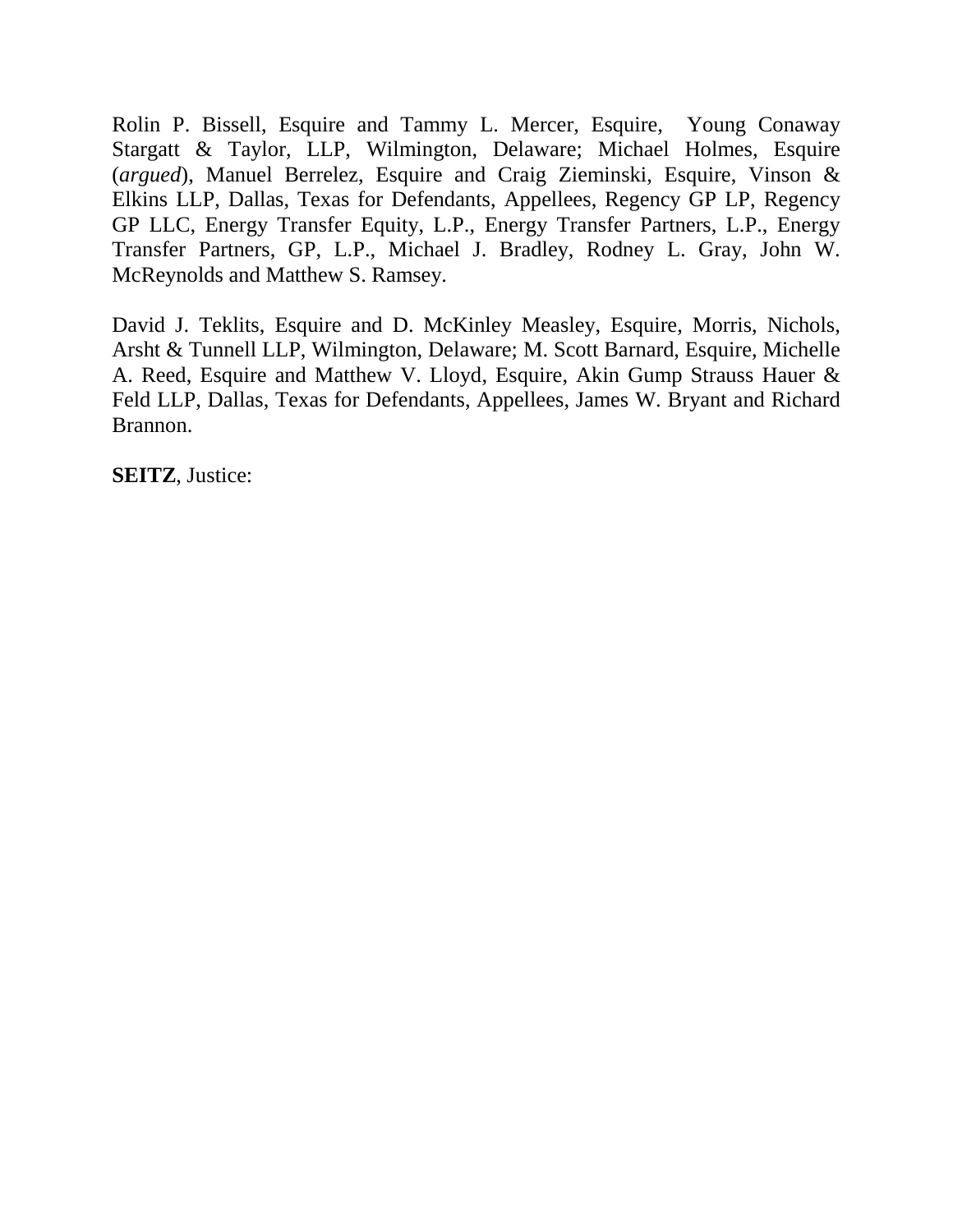Rolin P. Bissell, Esquire and Tammy L. Mercer, Esquire, Young Conaway Stargatt & Taylor, LLP, Wilmington, Delaware; Michael Holmes, Esquire (*argued*), Manuel Berrelez, Esquire and Craig Zieminski, Esquire, Vinson & Elkins LLP, Dallas, Texas for Defendants, Appellees, Regency GP LP, Regency GP LLC, Energy Transfer Equity, L.P., Energy Transfer Partners, L.P., Energy Transfer Partners, GP, L.P., Michael J. Bradley, Rodney L. Gray, John W. McReynolds and Matthew S. Ramsey.

David J. Teklits, Esquire and D. McKinley Measley, Esquire, Morris, Nichols, Arsht & Tunnell LLP, Wilmington, Delaware; M. Scott Barnard, Esquire, Michelle A. Reed, Esquire and Matthew V. Lloyd, Esquire, Akin Gump Strauss Hauer & Feld LLP, Dallas, Texas for Defendants, Appellees, James W. Bryant and Richard Brannon.

**SEITZ**, Justice: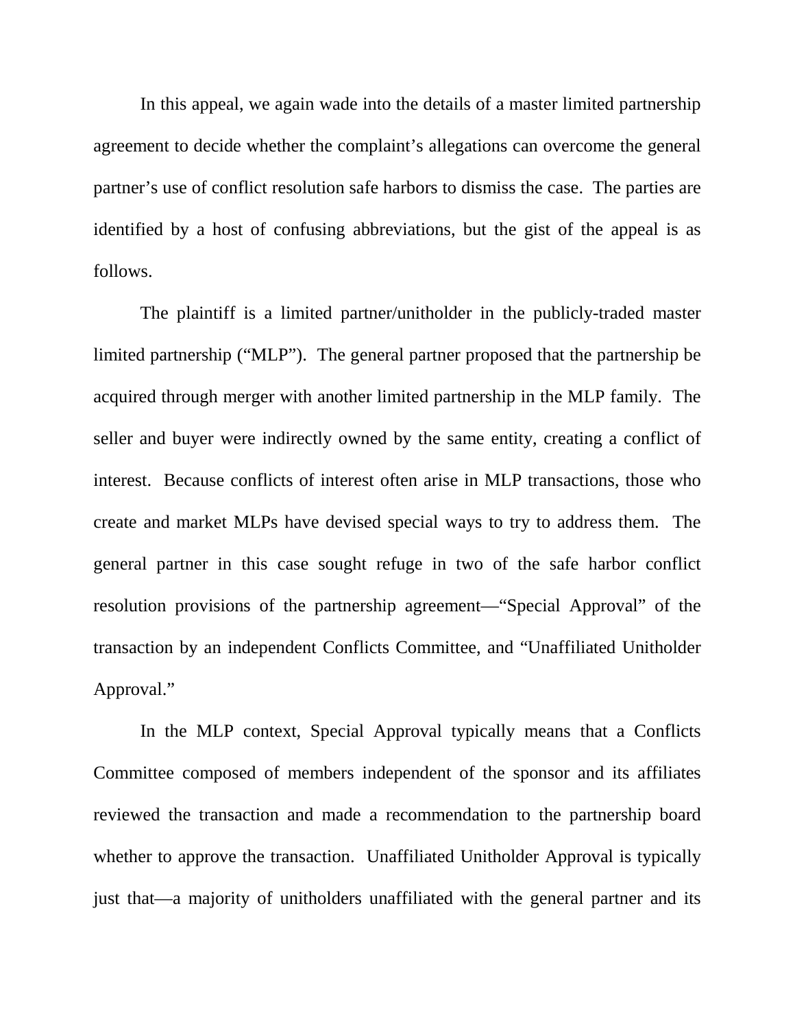In this appeal, we again wade into the details of a master limited partnership agreement to decide whether the complaint's allegations can overcome the general partner's use of conflict resolution safe harbors to dismiss the case. The parties are identified by a host of confusing abbreviations, but the gist of the appeal is as follows.

The plaintiff is a limited partner/unitholder in the publicly-traded master limited partnership ("MLP"). The general partner proposed that the partnership be acquired through merger with another limited partnership in the MLP family. The seller and buyer were indirectly owned by the same entity, creating a conflict of interest. Because conflicts of interest often arise in MLP transactions, those who create and market MLPs have devised special ways to try to address them. The general partner in this case sought refuge in two of the safe harbor conflict resolution provisions of the partnership agreement—"Special Approval" of the transaction by an independent Conflicts Committee, and "Unaffiliated Unitholder Approval."

In the MLP context, Special Approval typically means that a Conflicts Committee composed of members independent of the sponsor and its affiliates reviewed the transaction and made a recommendation to the partnership board whether to approve the transaction. Unaffiliated Unitholder Approval is typically just that—a majority of unitholders unaffiliated with the general partner and its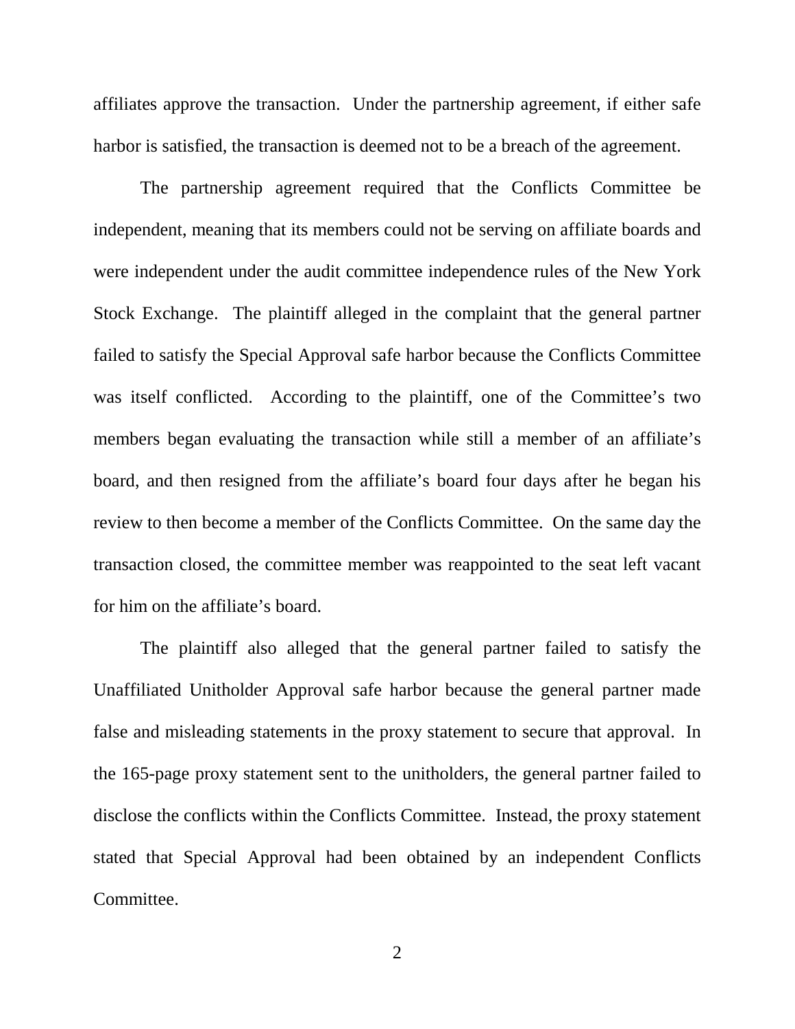affiliates approve the transaction. Under the partnership agreement, if either safe harbor is satisfied, the transaction is deemed not to be a breach of the agreement.

The partnership agreement required that the Conflicts Committee be independent, meaning that its members could not be serving on affiliate boards and were independent under the audit committee independence rules of the New York Stock Exchange. The plaintiff alleged in the complaint that the general partner failed to satisfy the Special Approval safe harbor because the Conflicts Committee was itself conflicted. According to the plaintiff, one of the Committee's two members began evaluating the transaction while still a member of an affiliate's board, and then resigned from the affiliate's board four days after he began his review to then become a member of the Conflicts Committee. On the same day the transaction closed, the committee member was reappointed to the seat left vacant for him on the affiliate's board.

The plaintiff also alleged that the general partner failed to satisfy the Unaffiliated Unitholder Approval safe harbor because the general partner made false and misleading statements in the proxy statement to secure that approval. In the 165-page proxy statement sent to the unitholders, the general partner failed to disclose the conflicts within the Conflicts Committee. Instead, the proxy statement stated that Special Approval had been obtained by an independent Conflicts Committee.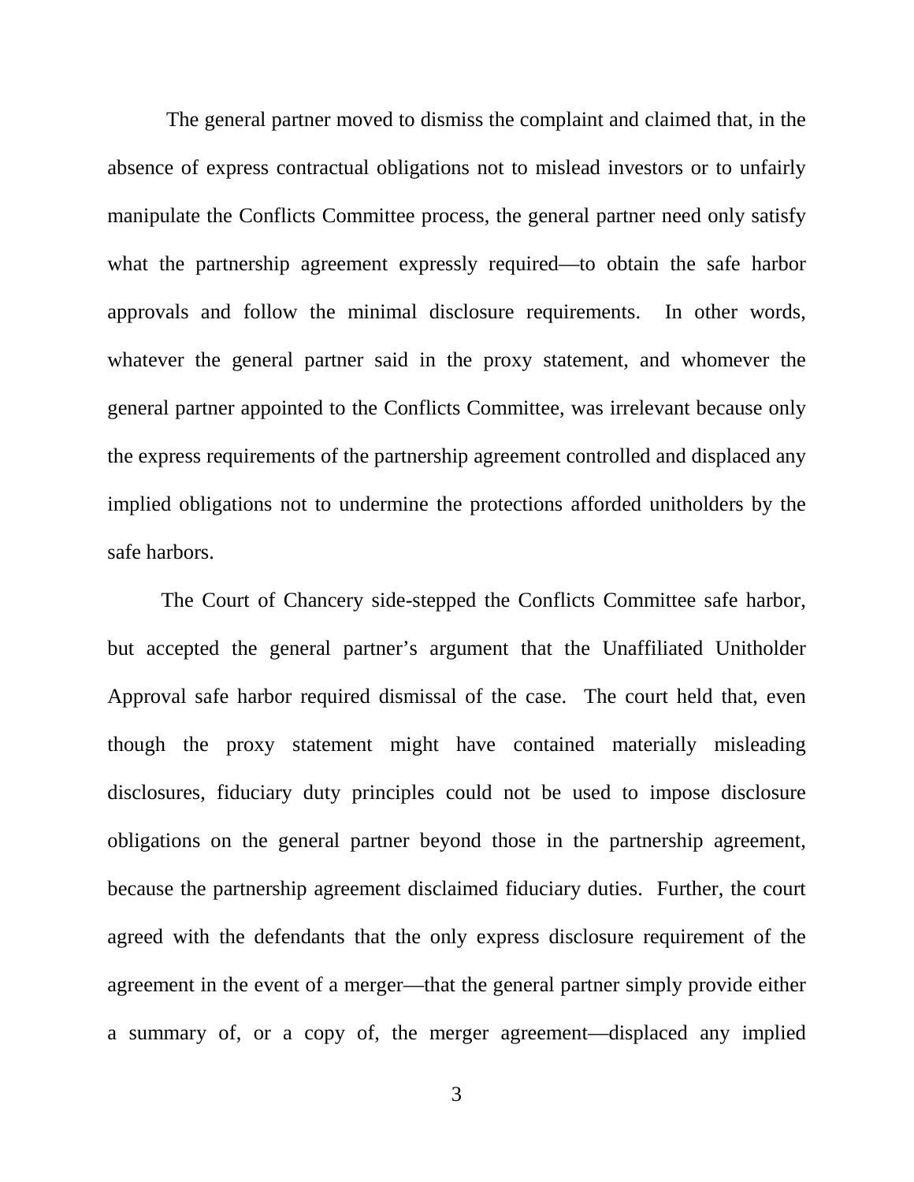The general partner moved to dismiss the complaint and claimed that, in the absence of express contractual obligations not to mislead investors or to unfairly manipulate the Conflicts Committee process, the general partner need only satisfy what the partnership agreement expressly required—to obtain the safe harbor approvals and follow the minimal disclosure requirements. In other words, whatever the general partner said in the proxy statement, and whomever the general partner appointed to the Conflicts Committee, was irrelevant because only the express requirements of the partnership agreement controlled and displaced any implied obligations not to undermine the protections afforded unitholders by the safe harbors.

The Court of Chancery side-stepped the Conflicts Committee safe harbor, but accepted the general partner's argument that the Unaffiliated Unitholder Approval safe harbor required dismissal of the case. The court held that, even though the proxy statement might have contained materially misleading disclosures, fiduciary duty principles could not be used to impose disclosure obligations on the general partner beyond those in the partnership agreement, because the partnership agreement disclaimed fiduciary duties. Further, the court agreed with the defendants that the only express disclosure requirement of the agreement in the event of a merger—that the general partner simply provide either a summary of, or a copy of, the merger agreement—displaced any implied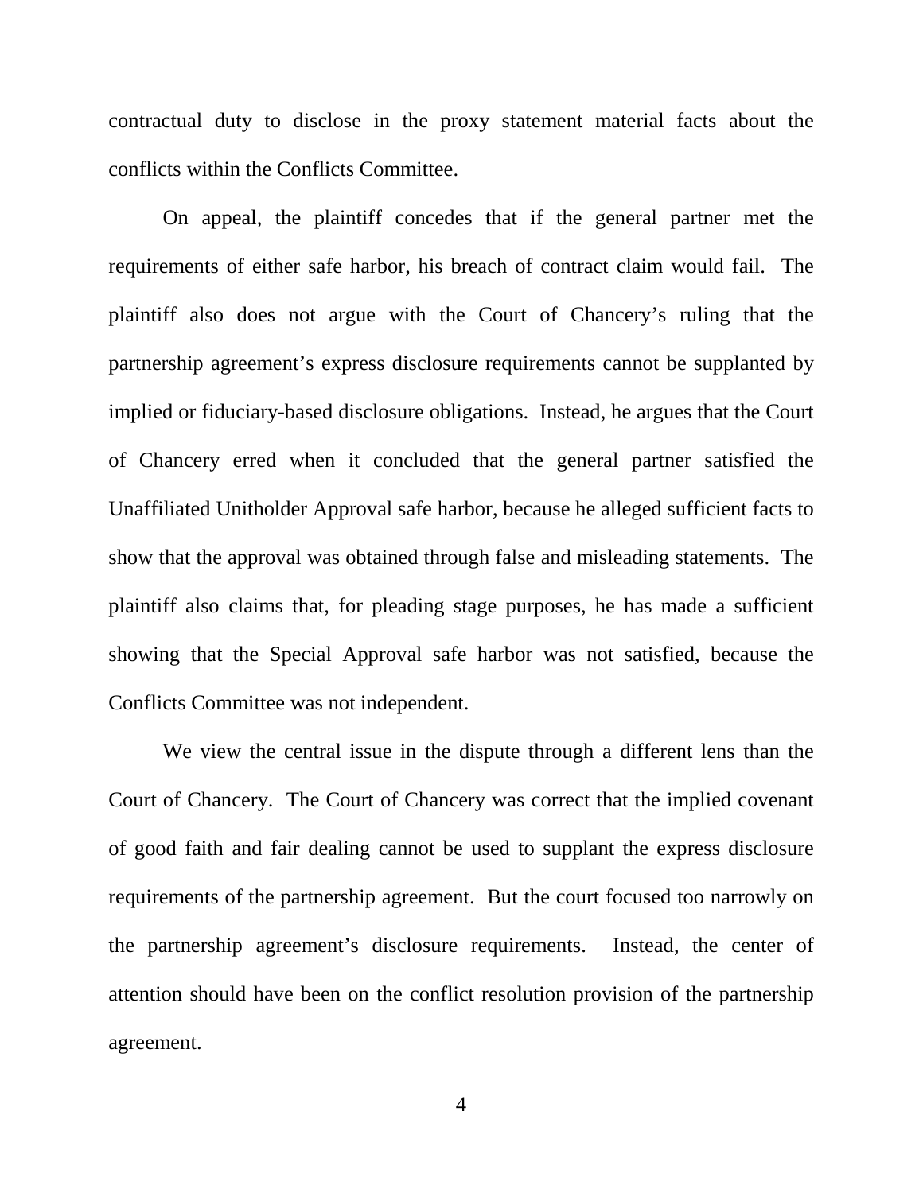contractual duty to disclose in the proxy statement material facts about the conflicts within the Conflicts Committee.

On appeal, the plaintiff concedes that if the general partner met the requirements of either safe harbor, his breach of contract claim would fail. The plaintiff also does not argue with the Court of Chancery's ruling that the partnership agreement's express disclosure requirements cannot be supplanted by implied or fiduciary-based disclosure obligations. Instead, he argues that the Court of Chancery erred when it concluded that the general partner satisfied the Unaffiliated Unitholder Approval safe harbor, because he alleged sufficient facts to show that the approval was obtained through false and misleading statements. The plaintiff also claims that, for pleading stage purposes, he has made a sufficient showing that the Special Approval safe harbor was not satisfied, because the Conflicts Committee was not independent.

We view the central issue in the dispute through a different lens than the Court of Chancery. The Court of Chancery was correct that the implied covenant of good faith and fair dealing cannot be used to supplant the express disclosure requirements of the partnership agreement. But the court focused too narrowly on the partnership agreement's disclosure requirements. Instead, the center of attention should have been on the conflict resolution provision of the partnership agreement.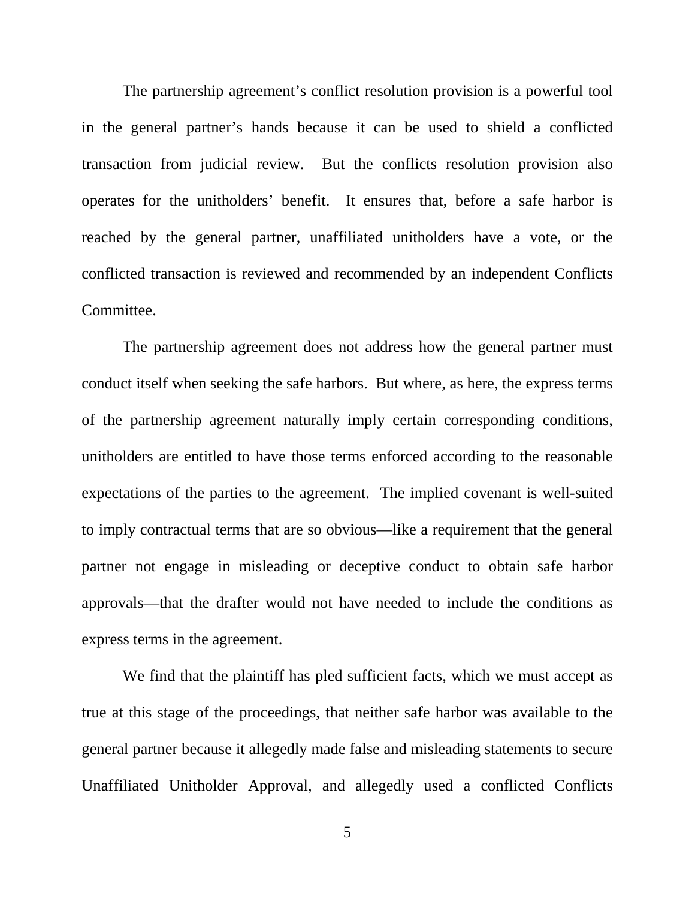The partnership agreement's conflict resolution provision is a powerful tool in the general partner's hands because it can be used to shield a conflicted transaction from judicial review. But the conflicts resolution provision also operates for the unitholders' benefit. It ensures that, before a safe harbor is reached by the general partner, unaffiliated unitholders have a vote, or the conflicted transaction is reviewed and recommended by an independent Conflicts Committee.

The partnership agreement does not address how the general partner must conduct itself when seeking the safe harbors. But where, as here, the express terms of the partnership agreement naturally imply certain corresponding conditions, unitholders are entitled to have those terms enforced according to the reasonable expectations of the parties to the agreement. The implied covenant is well-suited to imply contractual terms that are so obvious—like a requirement that the general partner not engage in misleading or deceptive conduct to obtain safe harbor approvals—that the drafter would not have needed to include the conditions as express terms in the agreement.

We find that the plaintiff has pled sufficient facts, which we must accept as true at this stage of the proceedings, that neither safe harbor was available to the general partner because it allegedly made false and misleading statements to secure Unaffiliated Unitholder Approval, and allegedly used a conflicted Conflicts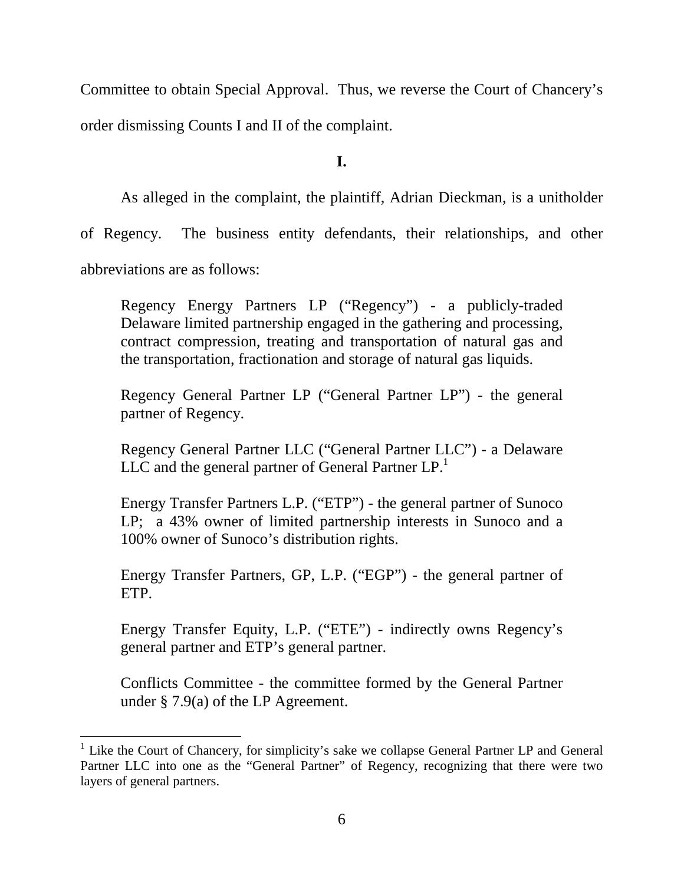Committee to obtain Special Approval. Thus, we reverse the Court of Chancery's order dismissing Counts I and II of the complaint.

**I.**

As alleged in the complaint, the plaintiff, Adrian Dieckman, is a unitholder of Regency. The business entity defendants, their relationships, and other abbreviations are as follows:

> Regency Energy Partners LP ("Regency") - a publicly-traded Delaware limited partnership engaged in the gathering and processing, contract compression, treating and transportation of natural gas and the transportation, fractionation and storage of natural gas liquids.
>
> Regency General Partner LP ("General Partner LP") - the general partner of Regency.
>
> Regency General Partner LLC ("General Partner LLC") - a Delaware LLC and the general partner of General Partner LP.[1]
>
> Energy Transfer Partners L.P. ("ETP") - the general partner of Sunoco LP; a 43% owner of limited partnership interests in Sunoco and a 100% owner of Sunoco's distribution rights.
>
> Energy Transfer Partners, GP, L.P. ("EGP") - the general partner of ETP.
>
> Energy Transfer Equity, L.P. ("ETE") - indirectly owns Regency's general partner and ETP's general partner.
>
> Conflicts Committee - the committee formed by the General Partner under § 7.9(a) of the LP Agreement.

---

[1] Like the Court of Chancery, for simplicity's sake we collapse General Partner LP and General Partner LLC into one as the "General Partner" of Regency, recognizing that there were two layers of general partners.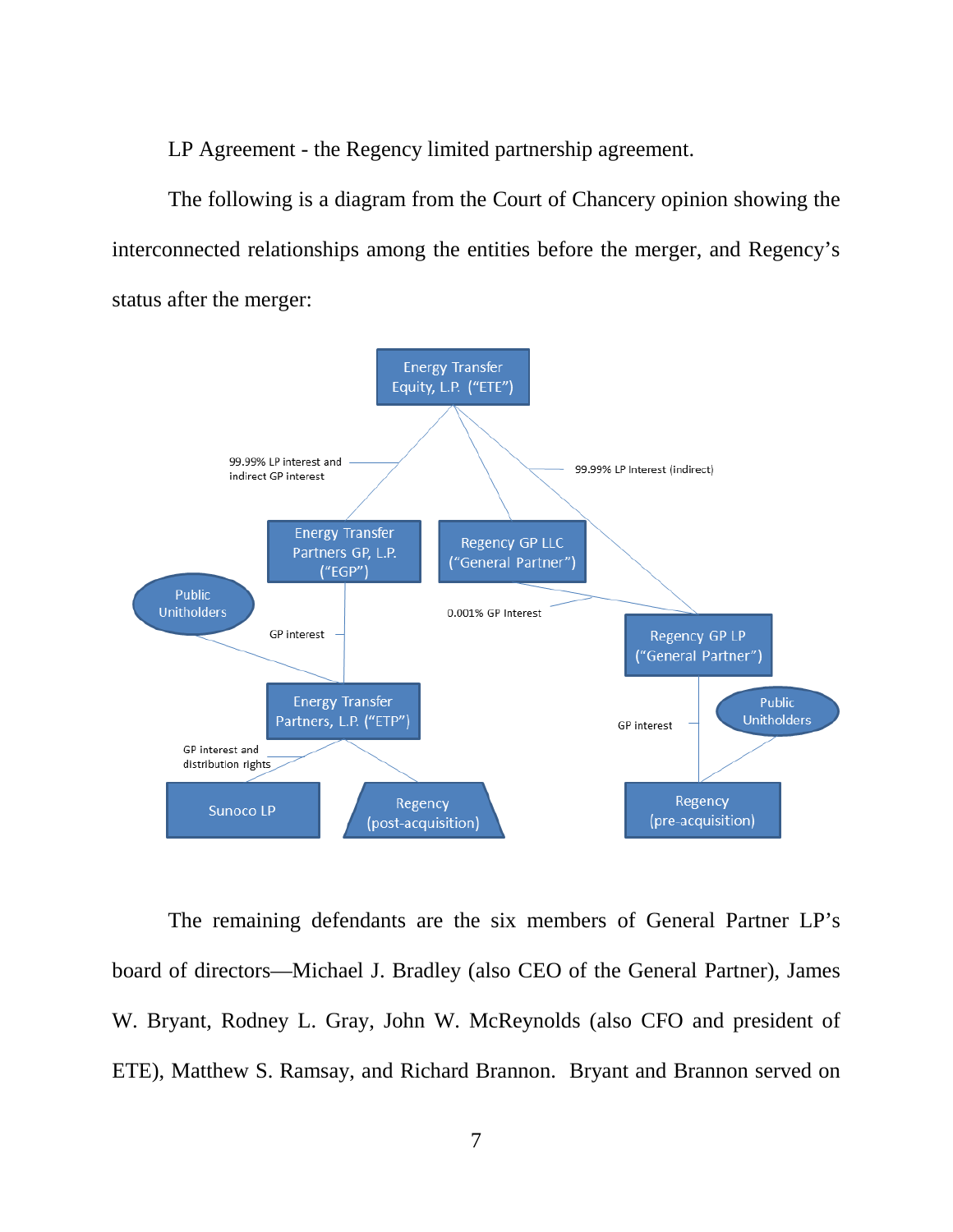LP Agreement - the Regency limited partnership agreement.

The following is a diagram from the Court of Chancery opinion showing the interconnected relationships among the entities before the merger, and Regency's status after the merger:

The remaining defendants are the six members of General Partner LP's board of directors—Michael J. Bradley (also CEO of the General Partner), James W. Bryant, Rodney L. Gray, John W. McReynolds (also CFO and president of ETE), Matthew S. Ramsay, and Richard Brannon. Bryant and Brannon served on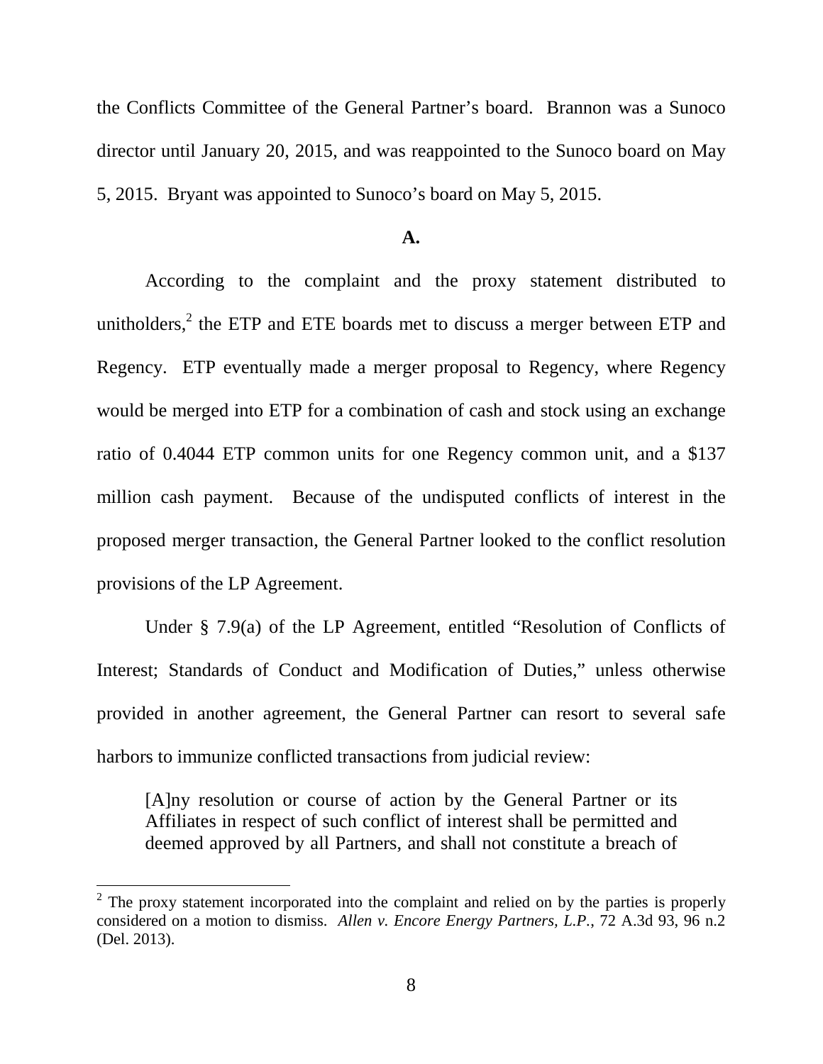the Conflicts Committee of the General Partner's board. Brannon was a Sunoco director until January 20, 2015, and was reappointed to the Sunoco board on May 5, 2015. Bryant was appointed to Sunoco's board on May 5, 2015.

### A.

According to the complaint and the proxy statement distributed to unitholders,[2] the ETP and ETE boards met to discuss a merger between ETP and Regency. ETP eventually made a merger proposal to Regency, where Regency would be merged into ETP for a combination of cash and stock using an exchange ratio of 0.4044 ETP common units for one Regency common unit, and a $137 million cash payment. Because of the undisputed conflicts of interest in the proposed merger transaction, the General Partner looked to the conflict resolution provisions of the LP Agreement.

Under § 7.9(a) of the LP Agreement, entitled "Resolution of Conflicts of Interest; Standards of Conduct and Modification of Duties," unless otherwise provided in another agreement, the General Partner can resort to several safe harbors to immunize conflicted transactions from judicial review:

> [A]ny resolution or course of action by the General Partner or its Affiliates in respect of such conflict of interest shall be permitted and deemed approved by all Partners, and shall not constitute a breach of

[2] The proxy statement incorporated into the complaint and relied on by the parties is properly considered on a motion to dismiss. *Allen v. Encore Energy Partners, L.P.*, 72 A.3d 93, 96 n.2 (Del. 2013).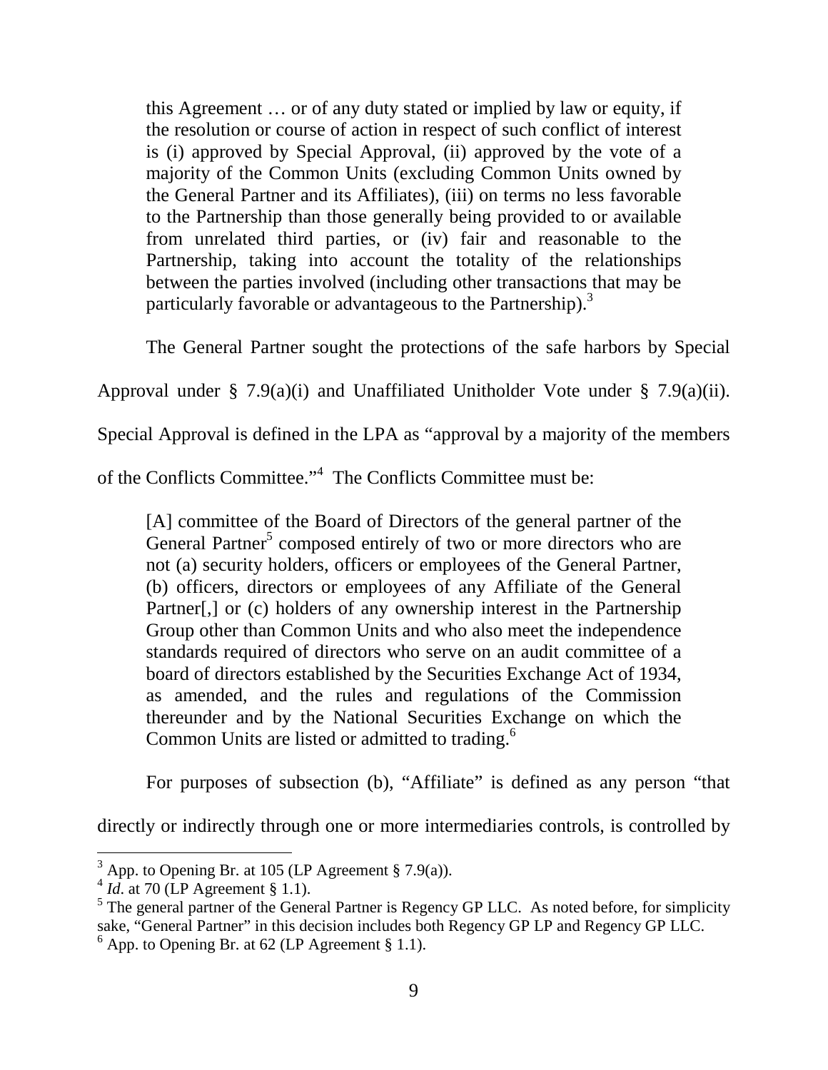> this Agreement … or of any duty stated or implied by law or equity, if the resolution or course of action in respect of such conflict of interest is (i) approved by Special Approval, (ii) approved by the vote of a majority of the Common Units (excluding Common Units owned by the General Partner and its Affiliates), (iii) on terms no less favorable to the Partnership than those generally being provided to or available from unrelated third parties, or (iv) fair and reasonable to the Partnership, taking into account the totality of the relationships between the parties involved (including other transactions that may be particularly favorable or advantageous to the Partnership).[3]

The General Partner sought the protections of the safe harbors by Special Approval under § 7.9(a)(i) and Unaffiliated Unitholder Vote under § 7.9(a)(ii). Special Approval is defined in the LPA as "approval by a majority of the members of the Conflicts Committee."[4] The Conflicts Committee must be:

> [A] committee of the Board of Directors of the general partner of the General Partner[5] composed entirely of two or more directors who are not (a) security holders, officers or employees of the General Partner, (b) officers, directors or employees of any Affiliate of the General Partner[,] or (c) holders of any ownership interest in the Partnership Group other than Common Units and who also meet the independence standards required of directors who serve on an audit committee of a board of directors established by the Securities Exchange Act of 1934, as amended, and the rules and regulations of the Commission thereunder and by the National Securities Exchange on which the Common Units are listed or admitted to trading.[6]

For purposes of subsection (b), "Affiliate" is defined as any person "that directly or indirectly through one or more intermediaries controls, is controlled by

---

[3] App. to Opening Br. at 105 (LP Agreement § 7.9(a)).

[4] *Id.* at 70 (LP Agreement § 1.1).

[5] The general partner of the General Partner is Regency GP LLC. As noted before, for simplicity sake, "General Partner" in this decision includes both Regency GP LP and Regency GP LLC.

[6] App. to Opening Br. at 62 (LP Agreement § 1.1).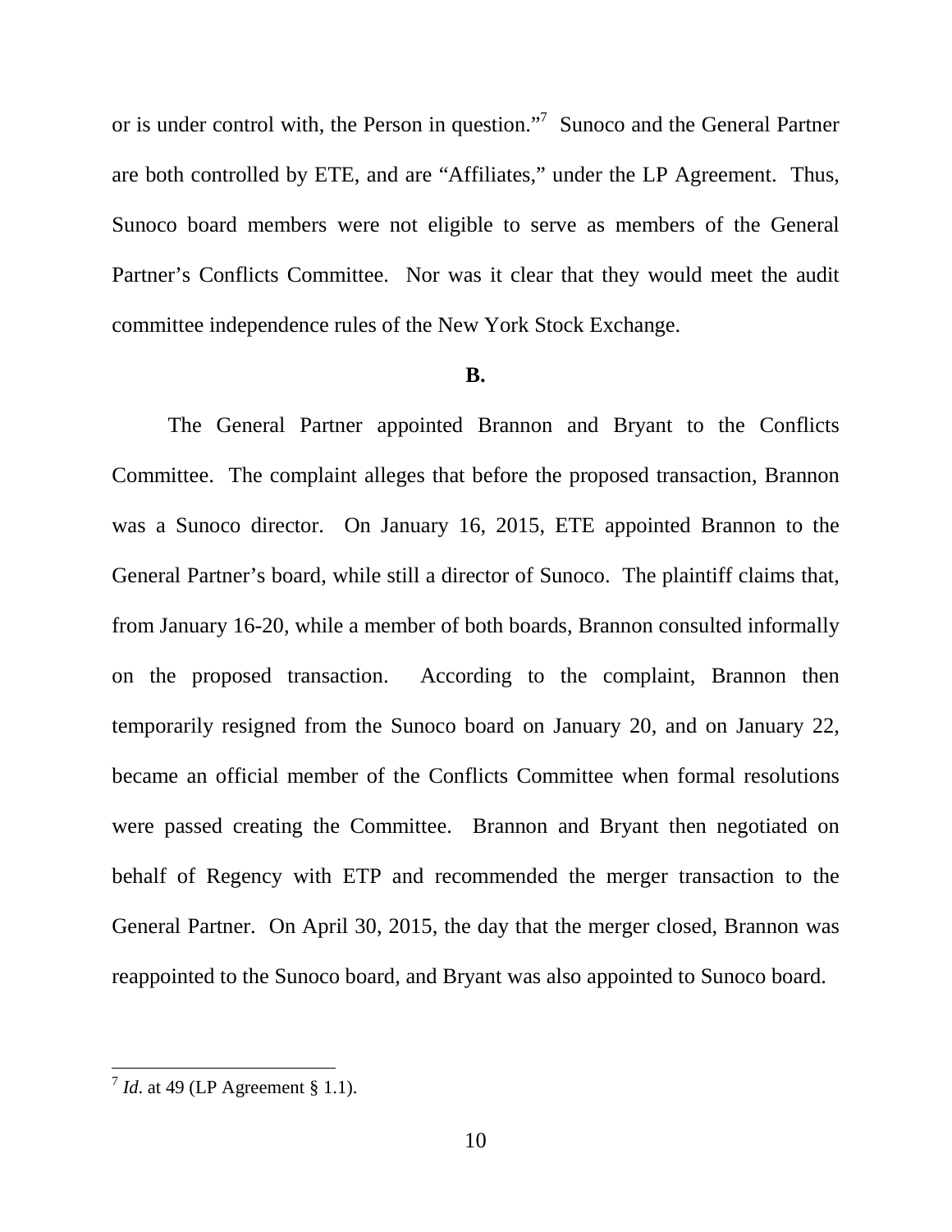or is under control with, the Person in question."[7] Sunoco and the General Partner are both controlled by ETE, and are "Affiliates," under the LP Agreement. Thus, Sunoco board members were not eligible to serve as members of the General Partner's Conflicts Committee. Nor was it clear that they would meet the audit committee independence rules of the New York Stock Exchange.

**B.**

The General Partner appointed Brannon and Bryant to the Conflicts Committee. The complaint alleges that before the proposed transaction, Brannon was a Sunoco director. On January 16, 2015, ETE appointed Brannon to the General Partner's board, while still a director of Sunoco. The plaintiff claims that, from January 16-20, while a member of both boards, Brannon consulted informally on the proposed transaction. According to the complaint, Brannon then temporarily resigned from the Sunoco board on January 20, and on January 22, became an official member of the Conflicts Committee when formal resolutions were passed creating the Committee. Brannon and Bryant then negotiated on behalf of Regency with ETP and recommended the merger transaction to the General Partner. On April 30, 2015, the day that the merger closed, Brannon was reappointed to the Sunoco board, and Bryant was also appointed to Sunoco board.

[7] *Id*. at 49 (LP Agreement § 1.1).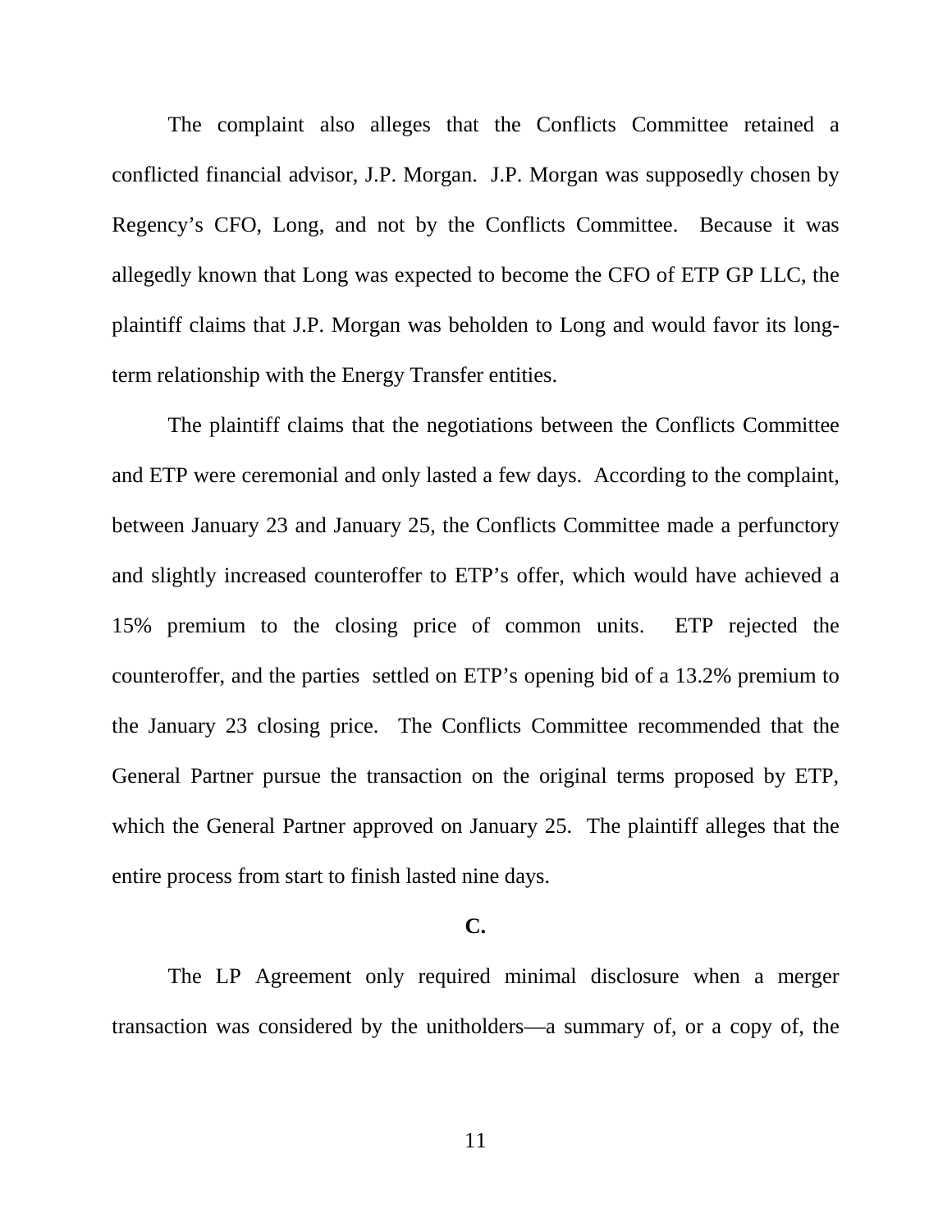The complaint also alleges that the Conflicts Committee retained a conflicted financial advisor, J.P. Morgan. J.P. Morgan was supposedly chosen by Regency's CFO, Long, and not by the Conflicts Committee. Because it was allegedly known that Long was expected to become the CFO of ETP GP LLC, the plaintiff claims that J.P. Morgan was beholden to Long and would favor its long-term relationship with the Energy Transfer entities.

The plaintiff claims that the negotiations between the Conflicts Committee and ETP were ceremonial and only lasted a few days. According to the complaint, between January 23 and January 25, the Conflicts Committee made a perfunctory and slightly increased counteroffer to ETP's offer, which would have achieved a 15% premium to the closing price of common units. ETP rejected the counteroffer, and the parties settled on ETP's opening bid of a 13.2% premium to the January 23 closing price. The Conflicts Committee recommended that the General Partner pursue the transaction on the original terms proposed by ETP, which the General Partner approved on January 25. The plaintiff alleges that the entire process from start to finish lasted nine days.

**C.**

The LP Agreement only required minimal disclosure when a merger transaction was considered by the unitholders—a summary of, or a copy of, the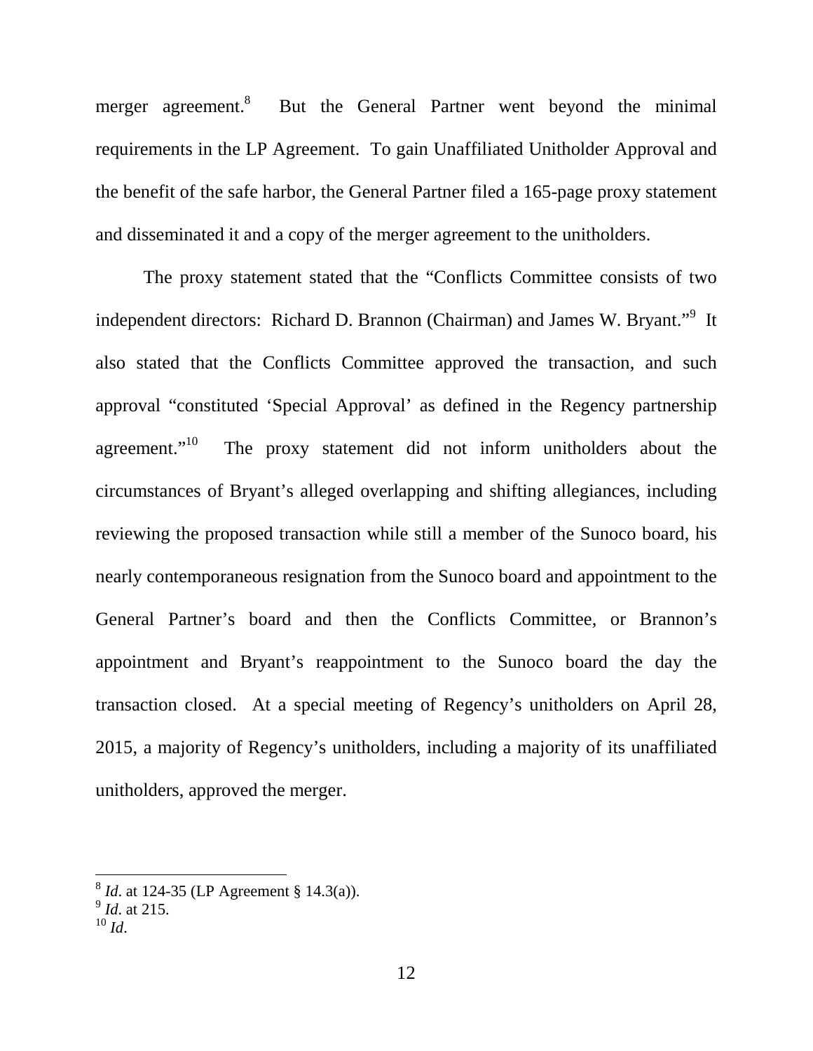merger agreement.[8] But the General Partner went beyond the minimal requirements in the LP Agreement. To gain Unaffiliated Unitholder Approval and the benefit of the safe harbor, the General Partner filed a 165-page proxy statement and disseminated it and a copy of the merger agreement to the unitholders.

The proxy statement stated that the "Conflicts Committee consists of two independent directors: Richard D. Brannon (Chairman) and James W. Bryant."[9] It also stated that the Conflicts Committee approved the transaction, and such approval "constituted 'Special Approval' as defined in the Regency partnership agreement."[10] The proxy statement did not inform unitholders about the circumstances of Bryant's alleged overlapping and shifting allegiances, including reviewing the proposed transaction while still a member of the Sunoco board, his nearly contemporaneous resignation from the Sunoco board and appointment to the General Partner's board and then the Conflicts Committee, or Brannon's appointment and Bryant's reappointment to the Sunoco board the day the transaction closed. At a special meeting of Regency's unitholders on April 28, 2015, a majority of Regency's unitholders, including a majority of its unaffiliated unitholders, approved the merger.

---

[8] *Id.* at 124-35 (LP Agreement § 14.3(a)).

[9] *Id.* at 215.

[10] *Id*.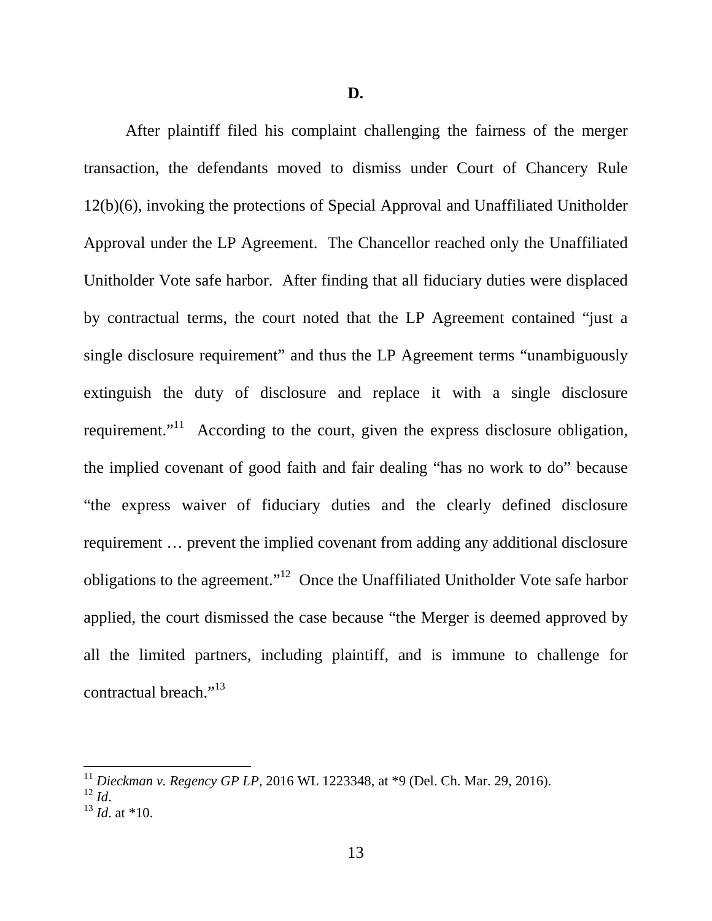### D.

After plaintiff filed his complaint challenging the fairness of the merger transaction, the defendants moved to dismiss under Court of Chancery Rule 12(b)(6), invoking the protections of Special Approval and Unaffiliated Unitholder Approval under the LP Agreement. The Chancellor reached only the Unaffiliated Unitholder Vote safe harbor. After finding that all fiduciary duties were displaced by contractual terms, the court noted that the LP Agreement contained "just a single disclosure requirement" and thus the LP Agreement terms "unambiguously extinguish the duty of disclosure and replace it with a single disclosure requirement."[11] According to the court, given the express disclosure obligation, the implied covenant of good faith and fair dealing "has no work to do" because "the express waiver of fiduciary duties and the clearly defined disclosure requirement … prevent the implied covenant from adding any additional disclosure obligations to the agreement."[12] Once the Unaffiliated Unitholder Vote safe harbor applied, the court dismissed the case because "the Merger is deemed approved by all the limited partners, including plaintiff, and is immune to challenge for contractual breach."[13]

---

[11] *Dieckman v. Regency GP LP*, 2016 WL 1223348, at *9 (Del. Ch. Mar. 29, 2016).
[12] *Id*.
[13] *Id*. at *10.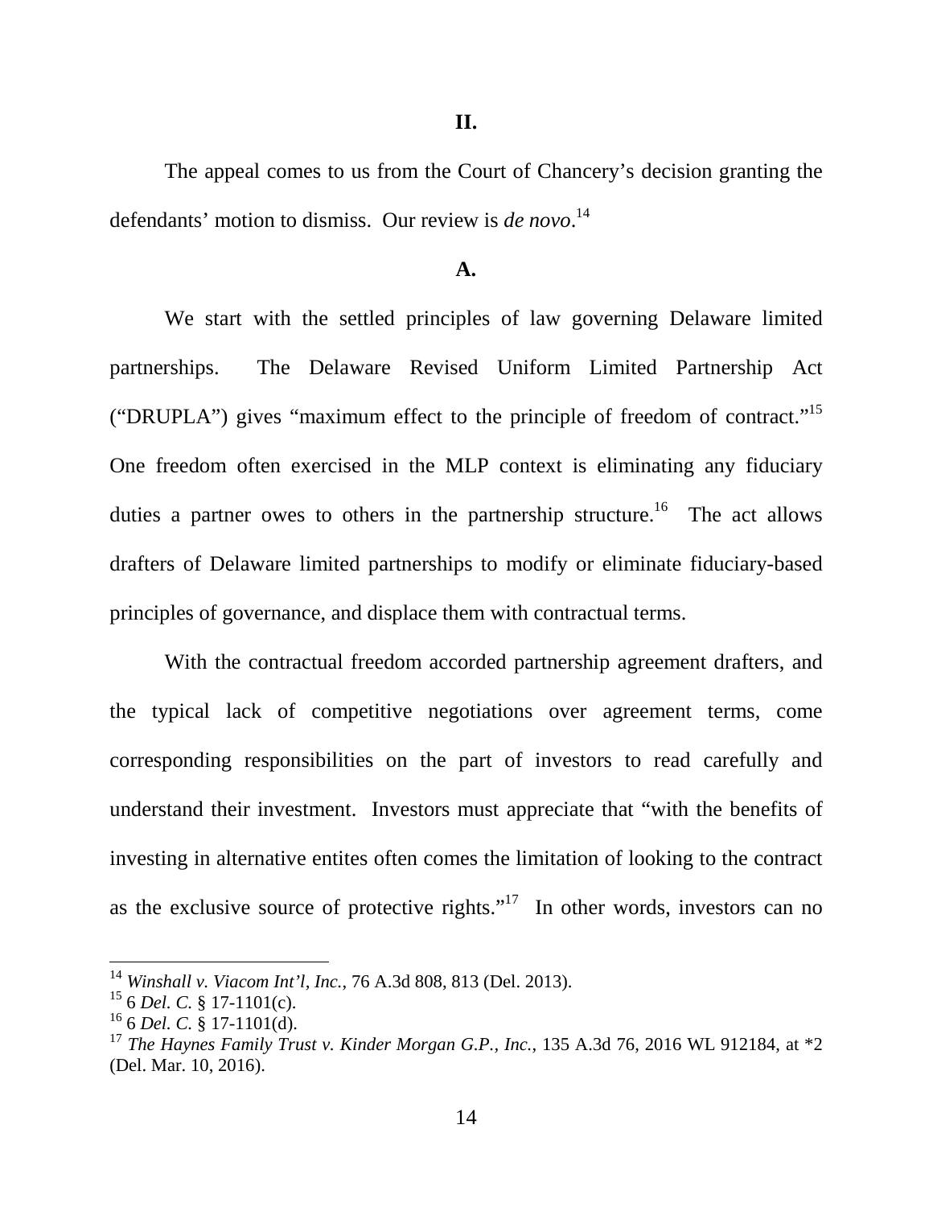## II.

The appeal comes to us from the Court of Chancery's decision granting the defendants' motion to dismiss. Our review is *de novo*.[14]

### A.

We start with the settled principles of law governing Delaware limited partnerships. The Delaware Revised Uniform Limited Partnership Act ("DRUPLA") gives "maximum effect to the principle of freedom of contract."[15] One freedom often exercised in the MLP context is eliminating any fiduciary duties a partner owes to others in the partnership structure.[16] The act allows drafters of Delaware limited partnerships to modify or eliminate fiduciary-based principles of governance, and displace them with contractual terms.

With the contractual freedom accorded partnership agreement drafters, and the typical lack of competitive negotiations over agreement terms, come corresponding responsibilities on the part of investors to read carefully and understand their investment. Investors must appreciate that "with the benefits of investing in alternative entites often comes the limitation of looking to the contract as the exclusive source of protective rights."[17] In other words, investors can no

---

[14] *Winshall v. Viacom Int'l, Inc.*, 76 A.3d 808, 813 (Del. 2013).

[15] 6 *Del. C.* § 17-1101(c).

[16] 6 *Del. C.* § 17-1101(d).

[17] *The Haynes Family Trust v. Kinder Morgan G.P., Inc.*, 135 A.3d 76, 2016 WL 912184, at *2 (Del. Mar. 10, 2016).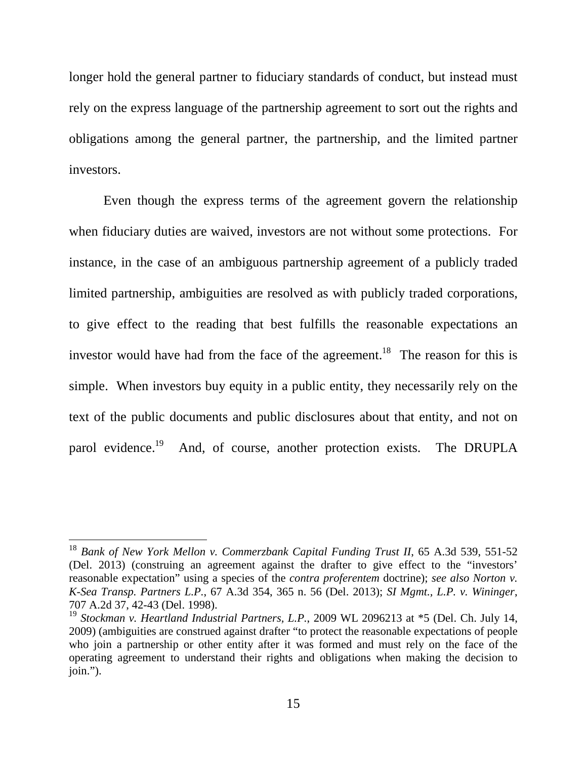longer hold the general partner to fiduciary standards of conduct, but instead must rely on the express language of the partnership agreement to sort out the rights and obligations among the general partner, the partnership, and the limited partner investors.

Even though the express terms of the agreement govern the relationship when fiduciary duties are waived, investors are not without some protections. For instance, in the case of an ambiguous partnership agreement of a publicly traded limited partnership, ambiguities are resolved as with publicly traded corporations, to give effect to the reading that best fulfills the reasonable expectations an investor would have had from the face of the agreement.[18] The reason for this is simple. When investors buy equity in a public entity, they necessarily rely on the text of the public documents and public disclosures about that entity, and not on parol evidence.[19] And, of course, another protection exists. The DRUPLA

---

[18] *Bank of New York Mellon v. Commerzbank Capital Funding Trust II*, 65 A.3d 539, 551-52 (Del. 2013) (construing an agreement against the drafter to give effect to the "investors' reasonable expectation" using a species of the *contra proferentem* doctrine); *see also Norton v. K-Sea Transp. Partners L.P.*, 67 A.3d 354, 365 n. 56 (Del. 2013); *SI Mgmt., L.P. v. Wininger*, 707 A.2d 37, 42-43 (Del. 1998).

[19] *Stockman v. Heartland Industrial Partners, L.P.*, 2009 WL 2096213 at *5 (Del. Ch. July 14, 2009) (ambiguities are construed against drafter "to protect the reasonable expectations of people who join a partnership or other entity after it was formed and must rely on the face of the operating agreement to understand their rights and obligations when making the decision to join.").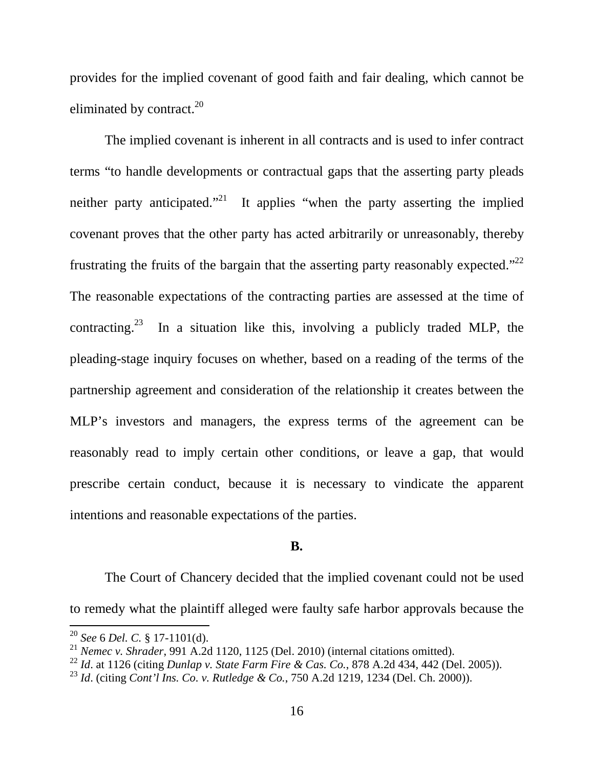provides for the implied covenant of good faith and fair dealing, which cannot be eliminated by contract.[20]

The implied covenant is inherent in all contracts and is used to infer contract terms "to handle developments or contractual gaps that the asserting party pleads neither party anticipated."[21] It applies "when the party asserting the implied covenant proves that the other party has acted arbitrarily or unreasonably, thereby frustrating the fruits of the bargain that the asserting party reasonably expected."[22] The reasonable expectations of the contracting parties are assessed at the time of contracting.[23] In a situation like this, involving a publicly traded MLP, the pleading-stage inquiry focuses on whether, based on a reading of the terms of the partnership agreement and consideration of the relationship it creates between the MLP's investors and managers, the express terms of the agreement can be reasonably read to imply certain other conditions, or leave a gap, that would prescribe certain conduct, because it is necessary to vindicate the apparent intentions and reasonable expectations of the parties.

**B.**

The Court of Chancery decided that the implied covenant could not be used to remedy what the plaintiff alleged were faulty safe harbor approvals because the

---

[20] *See* 6 *Del. C.* § 17-1101(d).

[21] *Nemec v. Shrader*, 991 A.2d 1120, 1125 (Del. 2010) (internal citations omitted).

[22] *Id*. at 1126 (citing *Dunlap v. State Farm Fire & Cas. Co.*, 878 A.2d 434, 442 (Del. 2005)).

[23] *Id*. (citing *Cont'l Ins. Co. v. Rutledge & Co.*, 750 A.2d 1219, 1234 (Del. Ch. 2000)).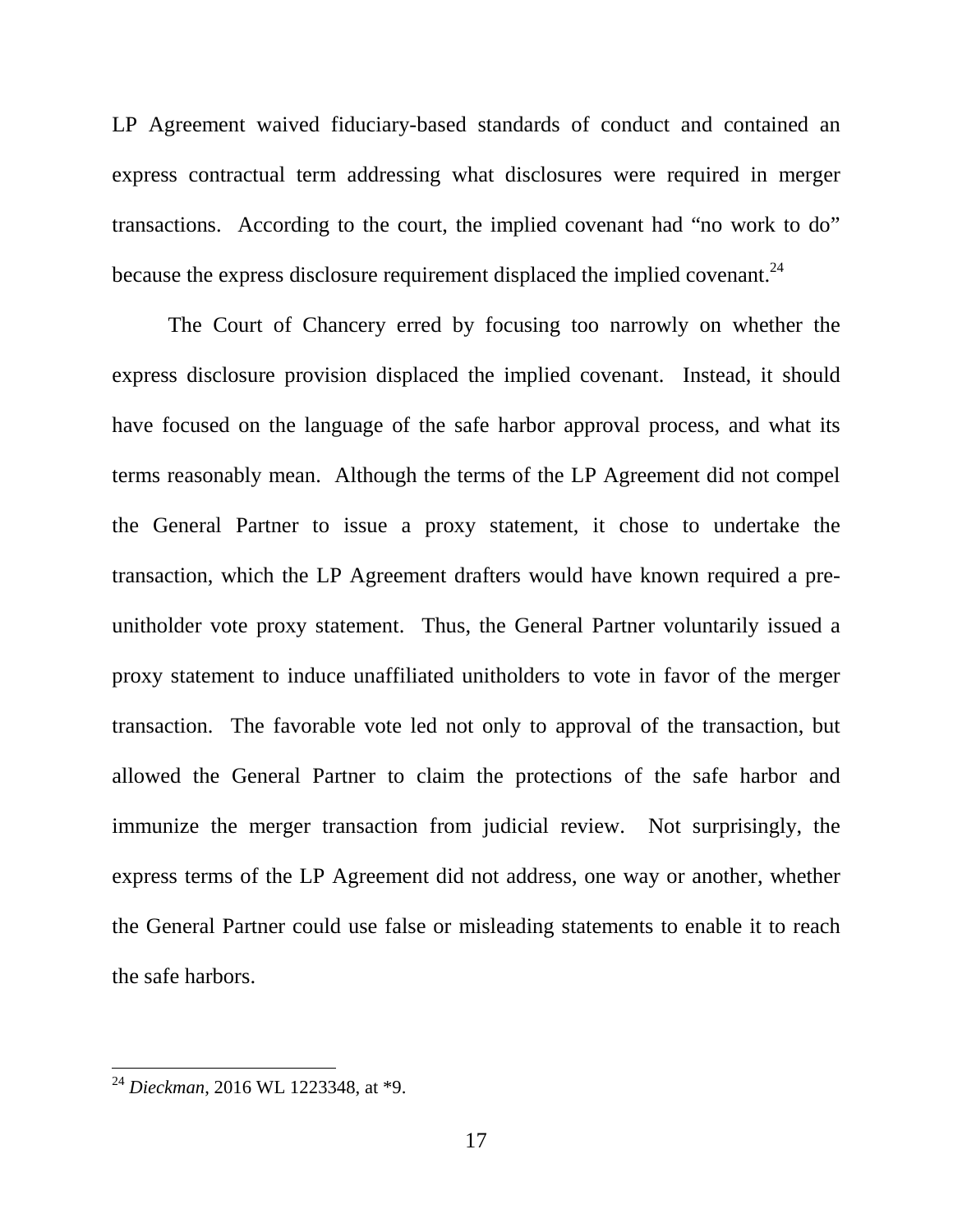LP Agreement waived fiduciary-based standards of conduct and contained an express contractual term addressing what disclosures were required in merger transactions. According to the court, the implied covenant had "no work to do" because the express disclosure requirement displaced the implied covenant.[24]

The Court of Chancery erred by focusing too narrowly on whether the express disclosure provision displaced the implied covenant. Instead, it should have focused on the language of the safe harbor approval process, and what its terms reasonably mean. Although the terms of the LP Agreement did not compel the General Partner to issue a proxy statement, it chose to undertake the transaction, which the LP Agreement drafters would have known required a pre-unitholder vote proxy statement. Thus, the General Partner voluntarily issued a proxy statement to induce unaffiliated unitholders to vote in favor of the merger transaction. The favorable vote led not only to approval of the transaction, but allowed the General Partner to claim the protections of the safe harbor and immunize the merger transaction from judicial review. Not surprisingly, the express terms of the LP Agreement did not address, one way or another, whether the General Partner could use false or misleading statements to enable it to reach the safe harbors.

---

[24] *Dieckman*, 2016 WL 1223348, at *9.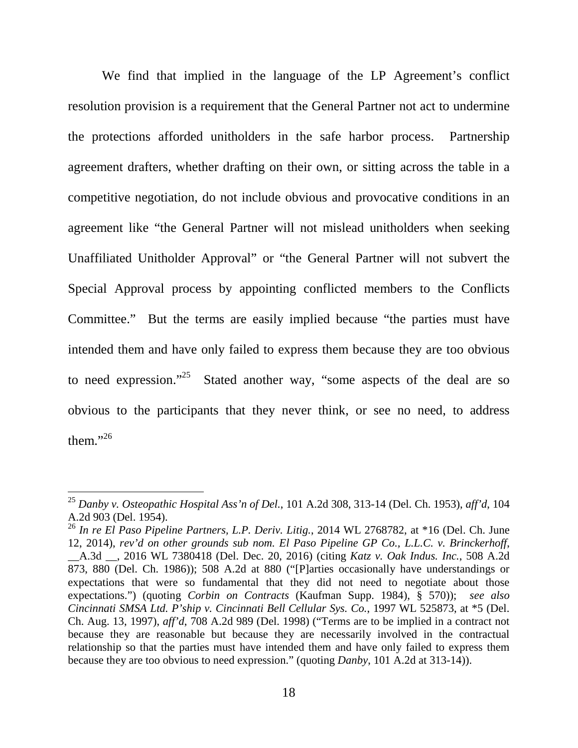We find that implied in the language of the LP Agreement's conflict resolution provision is a requirement that the General Partner not act to undermine the protections afforded unitholders in the safe harbor process. Partnership agreement drafters, whether drafting on their own, or sitting across the table in a competitive negotiation, do not include obvious and provocative conditions in an agreement like "the General Partner will not mislead unitholders when seeking Unaffiliated Unitholder Approval" or "the General Partner will not subvert the Special Approval process by appointing conflicted members to the Conflicts Committee." But the terms are easily implied because "the parties must have intended them and have only failed to express them because they are too obvious to need expression."[25] Stated another way, "some aspects of the deal are so obvious to the participants that they never think, or see no need, to address them."[26]

---

[25] *Danby v. Osteopathic Hospital Ass'n of Del.*, 101 A.2d 308, 313-14 (Del. Ch. 1953), *aff'd*, 104 A.2d 903 (Del. 1954).

[26] *In re El Paso Pipeline Partners, L.P. Deriv. Litig.*, 2014 WL 2768782, at *16 (Del. Ch. June 12, 2014), *rev'd on other grounds sub nom. El Paso Pipeline GP Co., L.L.C. v. Brinckerhoff*, __A.3d __, 2016 WL 7380418 (Del. Dec. 20, 2016) (citing *Katz v. Oak Indus. Inc.*, 508 A.2d 873, 880 (Del. Ch. 1986)); 508 A.2d at 880 ("[P]arties occasionally have understandings or expectations that were so fundamental that they did not need to negotiate about those expectations.") (quoting *Corbin on Contracts* (Kaufman Supp. 1984), § 570)); *see also Cincinnati SMSA Ltd. P'ship v. Cincinnati Bell Cellular Sys. Co.*, 1997 WL 525873, at *5 (Del. Ch. Aug. 13, 1997), *aff'd*, 708 A.2d 989 (Del. 1998) ("Terms are to be implied in a contract not because they are reasonable but because they are necessarily involved in the contractual relationship so that the parties must have intended them and have only failed to express them because they are too obvious to need expression." (quoting *Danby*, 101 A.2d at 313-14)).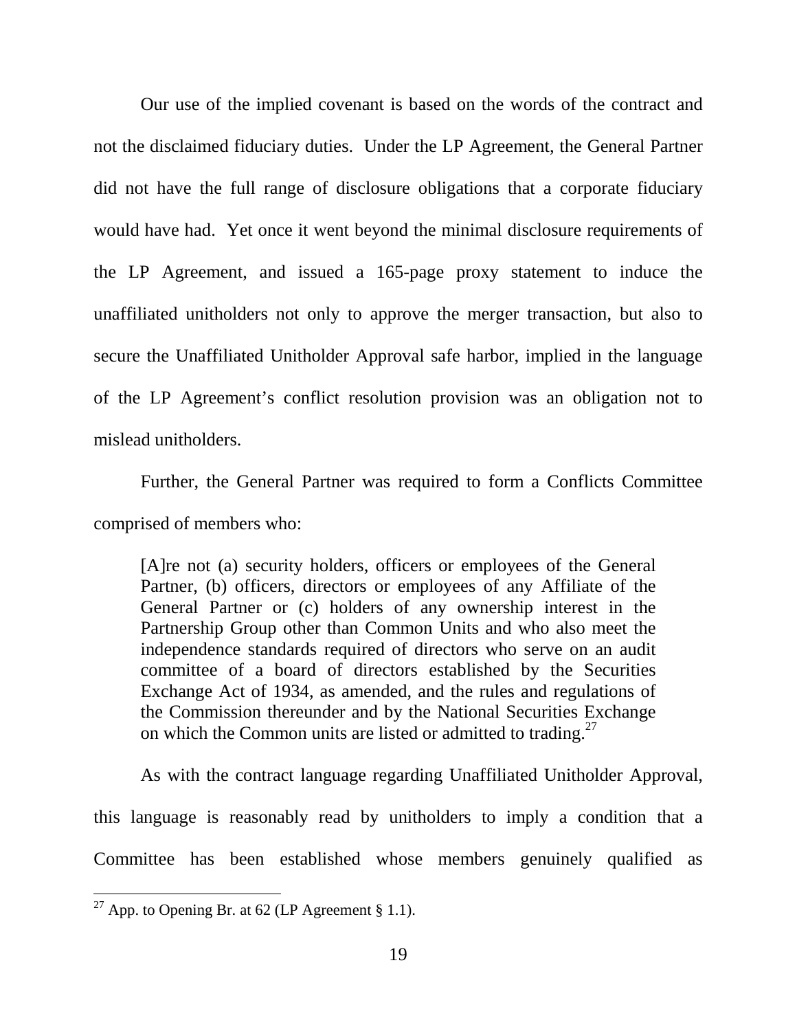Our use of the implied covenant is based on the words of the contract and not the disclaimed fiduciary duties. Under the LP Agreement, the General Partner did not have the full range of disclosure obligations that a corporate fiduciary would have had. Yet once it went beyond the minimal disclosure requirements of the LP Agreement, and issued a 165-page proxy statement to induce the unaffiliated unitholders not only to approve the merger transaction, but also to secure the Unaffiliated Unitholder Approval safe harbor, implied in the language of the LP Agreement's conflict resolution provision was an obligation not to mislead unitholders.

Further, the General Partner was required to form a Conflicts Committee comprised of members who:

> [A]re not (a) security holders, officers or employees of the General Partner, (b) officers, directors or employees of any Affiliate of the General Partner or (c) holders of any ownership interest in the Partnership Group other than Common Units and who also meet the independence standards required of directors who serve on an audit committee of a board of directors established by the Securities Exchange Act of 1934, as amended, and the rules and regulations of the Commission thereunder and by the National Securities Exchange on which the Common units are listed or admitted to trading.[27]

As with the contract language regarding Unaffiliated Unitholder Approval, this language is reasonably read by unitholders to imply a condition that a Committee has been established whose members genuinely qualified as

---

[27] App. to Opening Br. at 62 (LP Agreement § 1.1).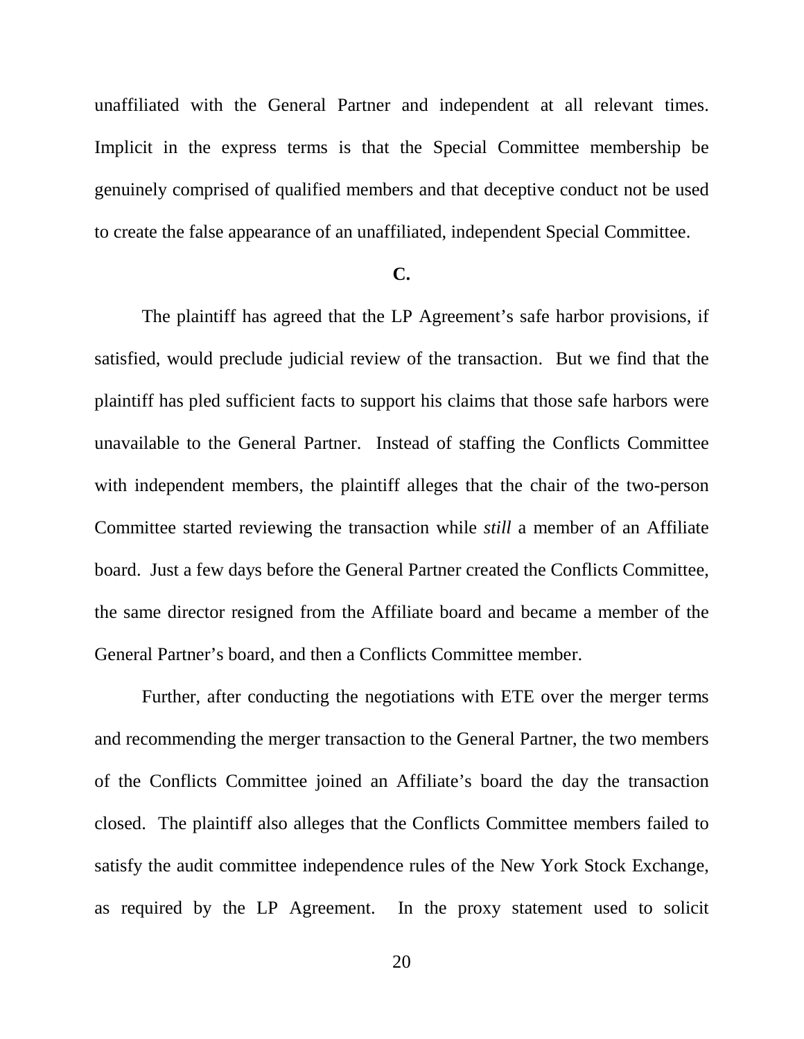unaffiliated with the General Partner and independent at all relevant times. Implicit in the express terms is that the Special Committee membership be genuinely comprised of qualified members and that deceptive conduct not be used to create the false appearance of an unaffiliated, independent Special Committee.

**C.**

The plaintiff has agreed that the LP Agreement's safe harbor provisions, if satisfied, would preclude judicial review of the transaction. But we find that the plaintiff has pled sufficient facts to support his claims that those safe harbors were unavailable to the General Partner. Instead of staffing the Conflicts Committee with independent members, the plaintiff alleges that the chair of the two-person Committee started reviewing the transaction while *still* a member of an Affiliate board. Just a few days before the General Partner created the Conflicts Committee, the same director resigned from the Affiliate board and became a member of the General Partner's board, and then a Conflicts Committee member.

Further, after conducting the negotiations with ETE over the merger terms and recommending the merger transaction to the General Partner, the two members of the Conflicts Committee joined an Affiliate's board the day the transaction closed. The plaintiff also alleges that the Conflicts Committee members failed to satisfy the audit committee independence rules of the New York Stock Exchange, as required by the LP Agreement. In the proxy statement used to solicit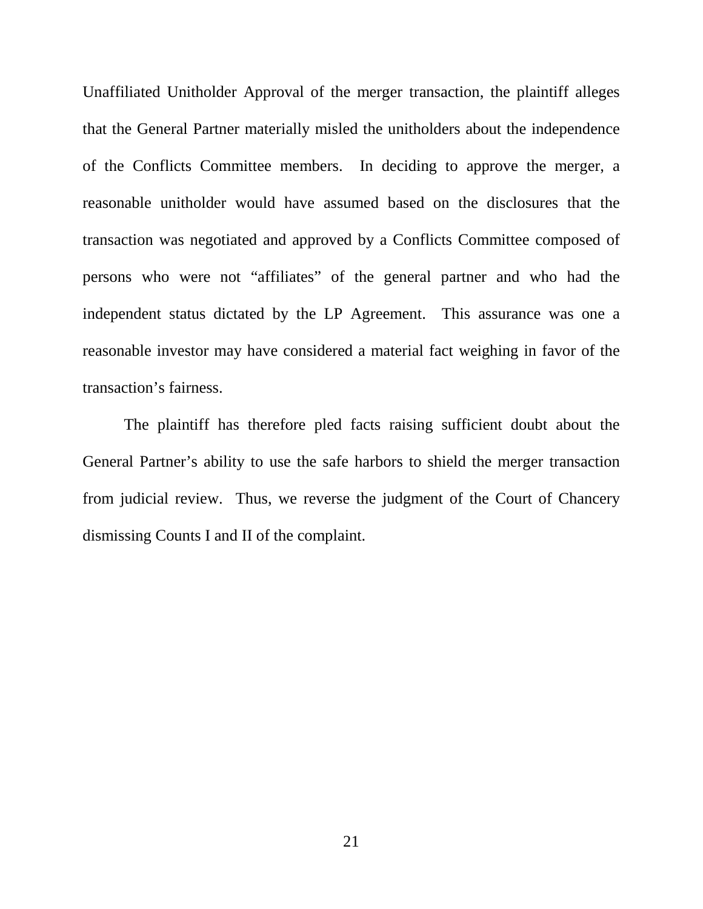Unaffiliated Unitholder Approval of the merger transaction, the plaintiff alleges that the General Partner materially misled the unitholders about the independence of the Conflicts Committee members. In deciding to approve the merger, a reasonable unitholder would have assumed based on the disclosures that the transaction was negotiated and approved by a Conflicts Committee composed of persons who were not "affiliates" of the general partner and who had the independent status dictated by the LP Agreement. This assurance was one a reasonable investor may have considered a material fact weighing in favor of the transaction's fairness.

The plaintiff has therefore pled facts raising sufficient doubt about the General Partner's ability to use the safe harbors to shield the merger transaction from judicial review. Thus, we reverse the judgment of the Court of Chancery dismissing Counts I and II of the complaint.